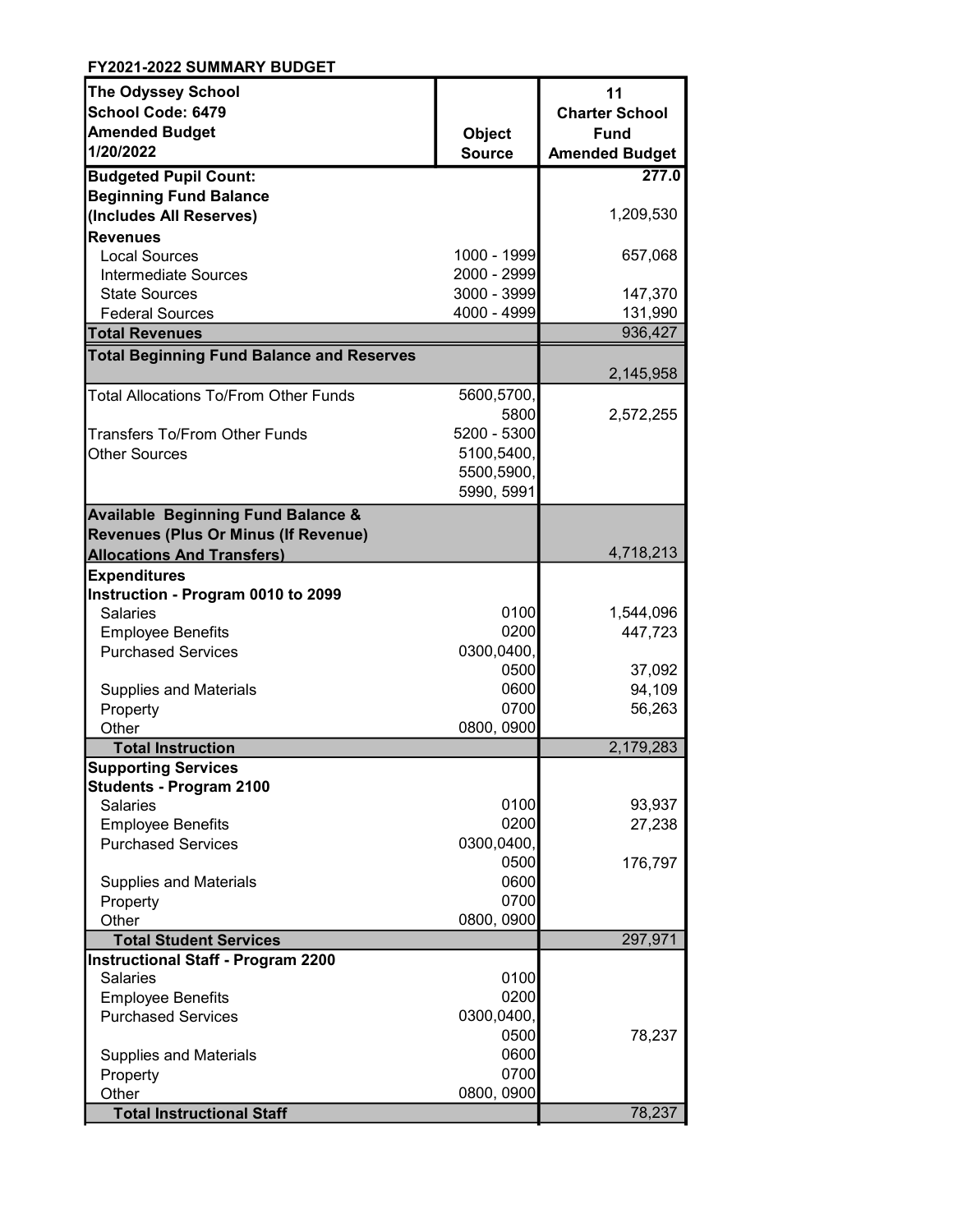**FY2021-2022 SUMMARY BUDGET**

| The Odyssey School<br>School Code: 6479<br>Amended Budget<br>1/20/2022 | Object Source | 11<br>Charter School Fund<br>Amended Budget |
|---|---|---|
| **Budgeted Pupil Count:** | | **277.0** |
| **Beginning Fund Balance (Includes All Reserves)** | | 1,209,530 |
| **Revenues** | | |
| Local Sources | 1000 - 1999 | 657,068 |
| Intermediate Sources | 2000 - 2999 | |
| State Sources | 3000 - 3999 | 147,370 |
| Federal Sources | 4000 - 4999 | 131,990 |
| **Total Revenues** | | 936,427 |
| **Total Beginning Fund Balance and Reserves** | | 2,145,958 |
| Total Allocations To/From Other Funds | 5600,5700, 5800 | 2,572,255 |
| Transfers To/From Other Funds | 5200 - 5300 | |
| Other Sources | 5100,5400, 5500,5900, 5990, 5991 | |
| **Available Beginning Fund Balance & Revenues (Plus Or Minus (If Revenue) Allocations And Transfers)** | | 4,718,213 |
| **Expenditures** | | |
| **Instruction - Program 0010 to 2099** | | |
| Salaries | 0100 | 1,544,096 |
| Employee Benefits | 0200 | 447,723 |
| Purchased Services | 0300,0400, 0500 | 37,092 |
| Supplies and Materials | 0600 | 94,109 |
| Property | 0700 | 56,263 |
| Other | 0800, 0900 | |
| **Total Instruction** | | 2,179,283 |
| **Supporting Services** | | |
| **Students - Program 2100** | | |
| Salaries | 0100 | 93,937 |
| Employee Benefits | 0200 | 27,238 |
| Purchased Services | 0300,0400, 0500 | 176,797 |
| Supplies and Materials | 0600 | |
| Property | 0700 | |
| Other | 0800, 0900 | |
| **Total Student Services** | | 297,971 |
| **Instructional Staff - Program 2200** | | |
| Salaries | 0100 | |
| Employee Benefits | 0200 | |
| Purchased Services | 0300,0400, 0500 | 78,237 |
| Supplies and Materials | 0600 | |
| Property | 0700 | |
| Other | 0800, 0900 | |
| **Total Instructional Staff** | | 78,237 |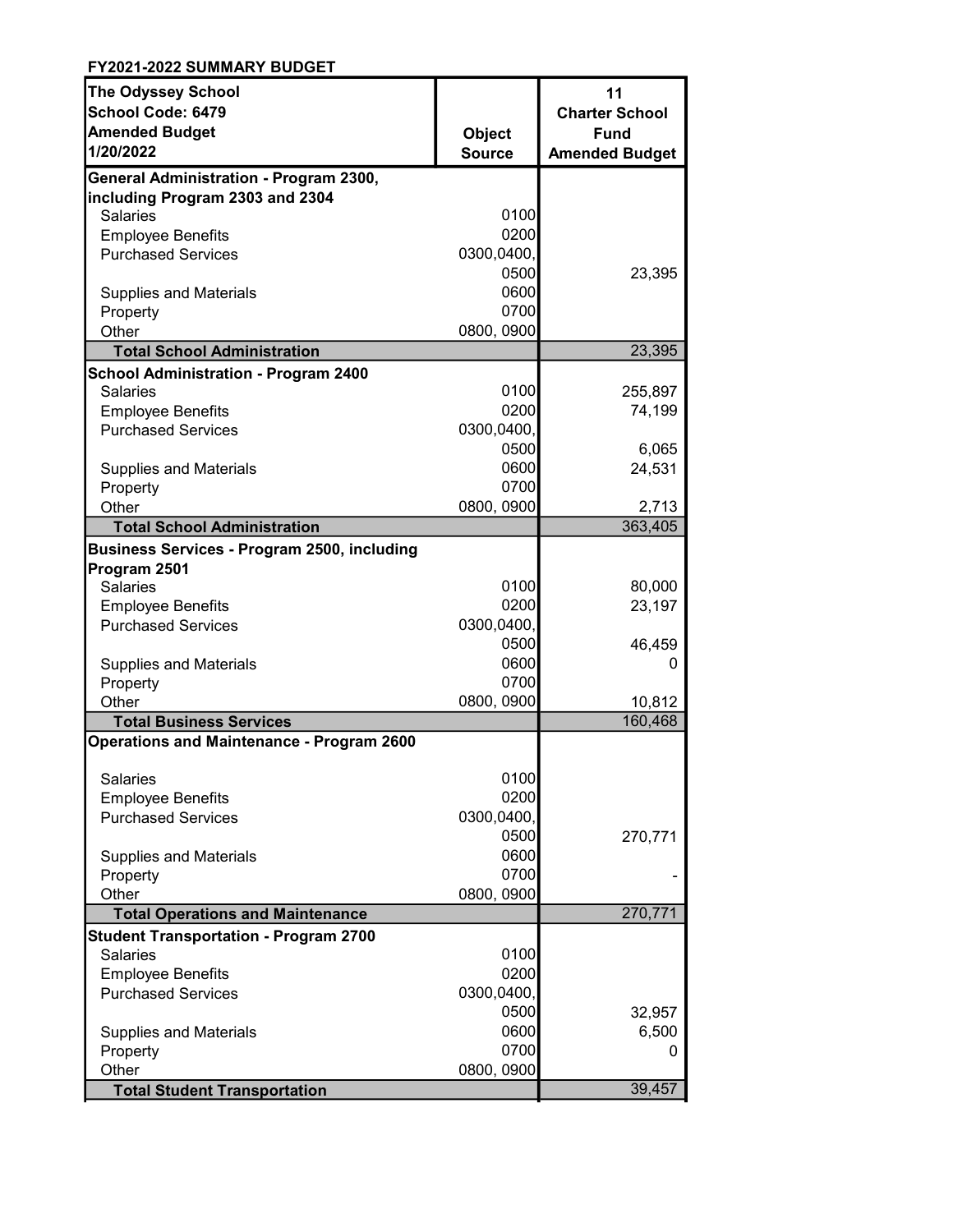**FY2021-2022 SUMMARY BUDGET**

| The Odyssey School<br>School Code: 6479<br>Amended Budget<br>1/20/2022 | Object Source | 11<br>Charter School Fund<br>Amended Budget |
|---|---|---|
| **General Administration - Program 2300, including Program 2303 and 2304** | | |
| Salaries | 0100 | |
| Employee Benefits | 0200 | |
| Purchased Services | 0300,0400, 0500 | 23,395 |
| Supplies and Materials | 0600 | |
| Property | 0700 | |
| Other | 0800, 0900 | |
| **Total School Administration** | | 23,395 |
| **School Administration - Program 2400** | | |
| Salaries | 0100 | 255,897 |
| Employee Benefits | 0200 | 74,199 |
| Purchased Services | 0300,0400, 0500 | 6,065 |
| Supplies and Materials | 0600 | 24,531 |
| Property | 0700 | |
| Other | 0800, 0900 | 2,713 |
| **Total School Administration** | | 363,405 |
| **Business Services - Program 2500, including Program 2501** | | |
| Salaries | 0100 | 80,000 |
| Employee Benefits | 0200 | 23,197 |
| Purchased Services | 0300,0400, 0500 | 46,459 |
| Supplies and Materials | 0600 | 0 |
| Property | 0700 | |
| Other | 0800, 0900 | 10,812 |
| **Total Business Services** | | 160,468 |
| **Operations and Maintenance - Program 2600** | | |
| Salaries | 0100 | |
| Employee Benefits | 0200 | |
| Purchased Services | 0300,0400, 0500 | 270,771 |
| Supplies and Materials | 0600 | |
| Property | 0700 | - |
| Other | 0800, 0900 | |
| **Total Operations and Maintenance** | | 270,771 |
| **Student Transportation - Program 2700** | | |
| Salaries | 0100 | |
| Employee Benefits | 0200 | |
| Purchased Services | 0300,0400, 0500 | 32,957 |
| Supplies and Materials | 0600 | 6,500 |
| Property | 0700 | 0 |
| Other | 0800, 0900 | |
| **Total Student Transportation** | | 39,457 |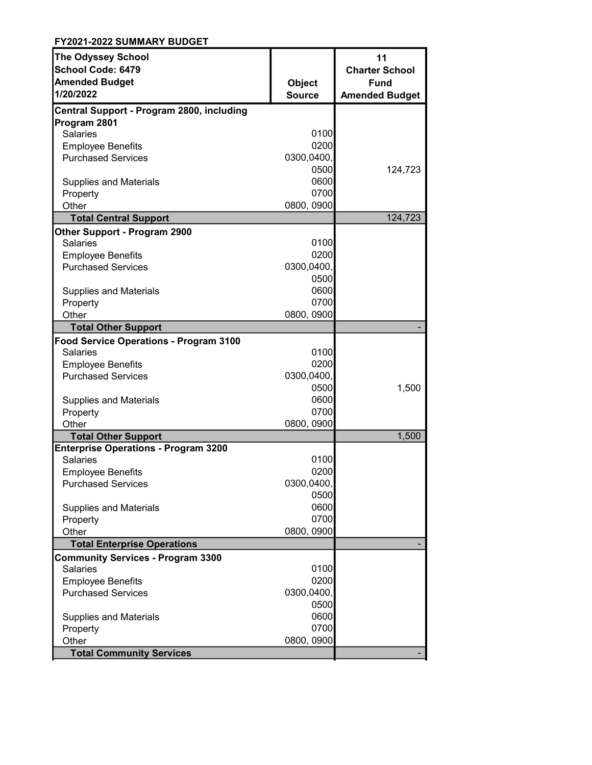**FY2021-2022 SUMMARY BUDGET**

| The Odyssey School<br>School Code: 6479<br>Amended Budget<br>1/20/2022 | Object Source | 11<br>Charter School Fund<br>Amended Budget |
|---|---|---|
| **Central Support - Program 2800, including Program 2801** | | |
| Salaries | 0100 | |
| Employee Benefits | 0200 | |
| Purchased Services | 0300,0400, 0500 | 124,723 |
| Supplies and Materials | 0600 | |
| Property | 0700 | |
| Other | 0800, 0900 | |
| **Total Central Support** | | 124,723 |
| **Other Support - Program 2900** | | |
| Salaries | 0100 | |
| Employee Benefits | 0200 | |
| Purchased Services | 0300,0400, 0500 | |
| Supplies and Materials | 0600 | |
| Property | 0700 | |
| Other | 0800, 0900 | |
| **Total Other Support** | | - |
| **Food Service Operations - Program 3100** | | |
| Salaries | 0100 | |
| Employee Benefits | 0200 | |
| Purchased Services | 0300,0400, 0500 | 1,500 |
| Supplies and Materials | 0600 | |
| Property | 0700 | |
| Other | 0800, 0900 | |
| **Total Other Support** | | 1,500 |
| **Enterprise Operations - Program 3200** | | |
| Salaries | 0100 | |
| Employee Benefits | 0200 | |
| Purchased Services | 0300,0400, 0500 | |
| Supplies and Materials | 0600 | |
| Property | 0700 | |
| Other | 0800, 0900 | |
| **Total Enterprise Operations** | | - |
| **Community Services - Program 3300** | | |
| Salaries | 0100 | |
| Employee Benefits | 0200 | |
| Purchased Services | 0300,0400, 0500 | |
| Supplies and Materials | 0600 | |
| Property | 0700 | |
| Other | 0800, 0900 | |
| **Total Community Services** | | - |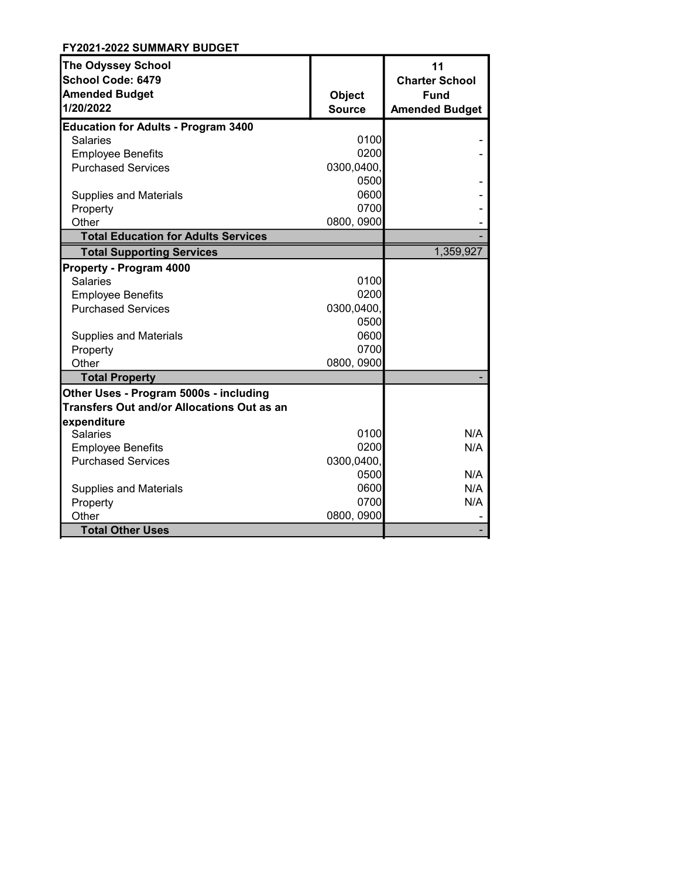**FY2021-2022 SUMMARY BUDGET**

| The Odyssey School<br>School Code: 6479<br>Amended Budget<br>1/20/2022 | Object Source | 11<br>Charter School Fund<br>Amended Budget |
|---|---|---|
| **Education for Adults - Program 3400** | | |
| Salaries | 0100 | - |
| Employee Benefits | 0200 | - |
| Purchased Services | 0300,0400, 0500 | - |
| Supplies and Materials | 0600 | - |
| Property | 0700 | - |
| Other | 0800, 0900 | - |
| **Total Education for Adults Services** | | - |
| **Total Supporting Services** | | 1,359,927 |
| **Property - Program 4000** | | |
| Salaries | 0100 | |
| Employee Benefits | 0200 | |
| Purchased Services | 0300,0400, 0500 | |
| Supplies and Materials | 0600 | |
| Property | 0700 | |
| Other | 0800, 0900 | |
| **Total Property** | | - |
| **Other Uses - Program 5000s - including Transfers Out and/or Allocations Out as an expenditure** | | |
| Salaries | 0100 | N/A |
| Employee Benefits | 0200 | N/A |
| Purchased Services | 0300,0400, 0500 | N/A |
| Supplies and Materials | 0600 | N/A |
| Property | 0700 | N/A |
| Other | 0800, 0900 | - |
| **Total Other Uses** | | - |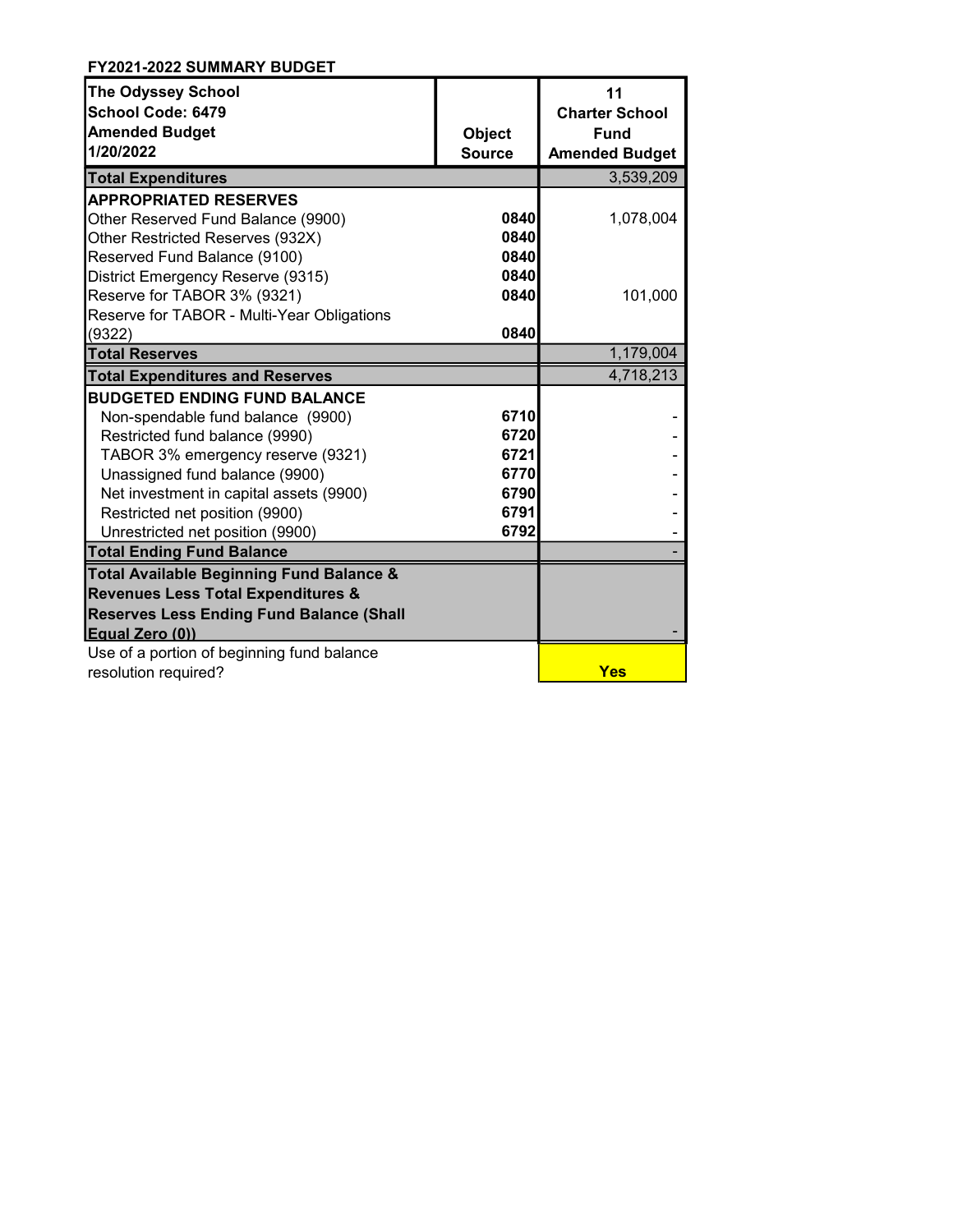**FY2021-2022 SUMMARY BUDGET**

| The Odyssey School<br>School Code: 6479<br>Amended Budget<br>1/20/2022 | Object Source | 11<br>Charter School Fund<br>Amended Budget |
|---|---|---|
| **Total Expenditures** | | 3,539,209 |
| **APPROPRIATED RESERVES** | | |
| Other Reserved Fund Balance (9900) | 0840 | 1,078,004 |
| Other Restricted Reserves (932X) | 0840 | |
| Reserved Fund Balance (9100) | 0840 | |
| District Emergency Reserve (9315) | 0840 | |
| Reserve for TABOR 3% (9321) | 0840 | 101,000 |
| Reserve for TABOR - Multi-Year Obligations (9322) | 0840 | |
| **Total Reserves** | | 1,179,004 |
| **Total Expenditures and Reserves** | | 4,718,213 |
| **BUDGETED ENDING FUND BALANCE** | | |
| Non-spendable fund balance (9900) | 6710 | - |
| Restricted fund balance (9990) | 6720 | - |
| TABOR 3% emergency reserve (9321) | 6721 | - |
| Unassigned fund balance (9900) | 6770 | - |
| Net investment in capital assets (9900) | 6790 | - |
| Restricted net position (9900) | 6791 | - |
| Unrestricted net position (9900) | 6792 | - |
| **Total Ending Fund Balance** | | - |
| **Total Available Beginning Fund Balance & Revenues Less Total Expenditures & Reserves Less Ending Fund Balance (Shall Equal Zero (0))** | | - |
| Use of a portion of beginning fund balance resolution required? | | **Yes** |